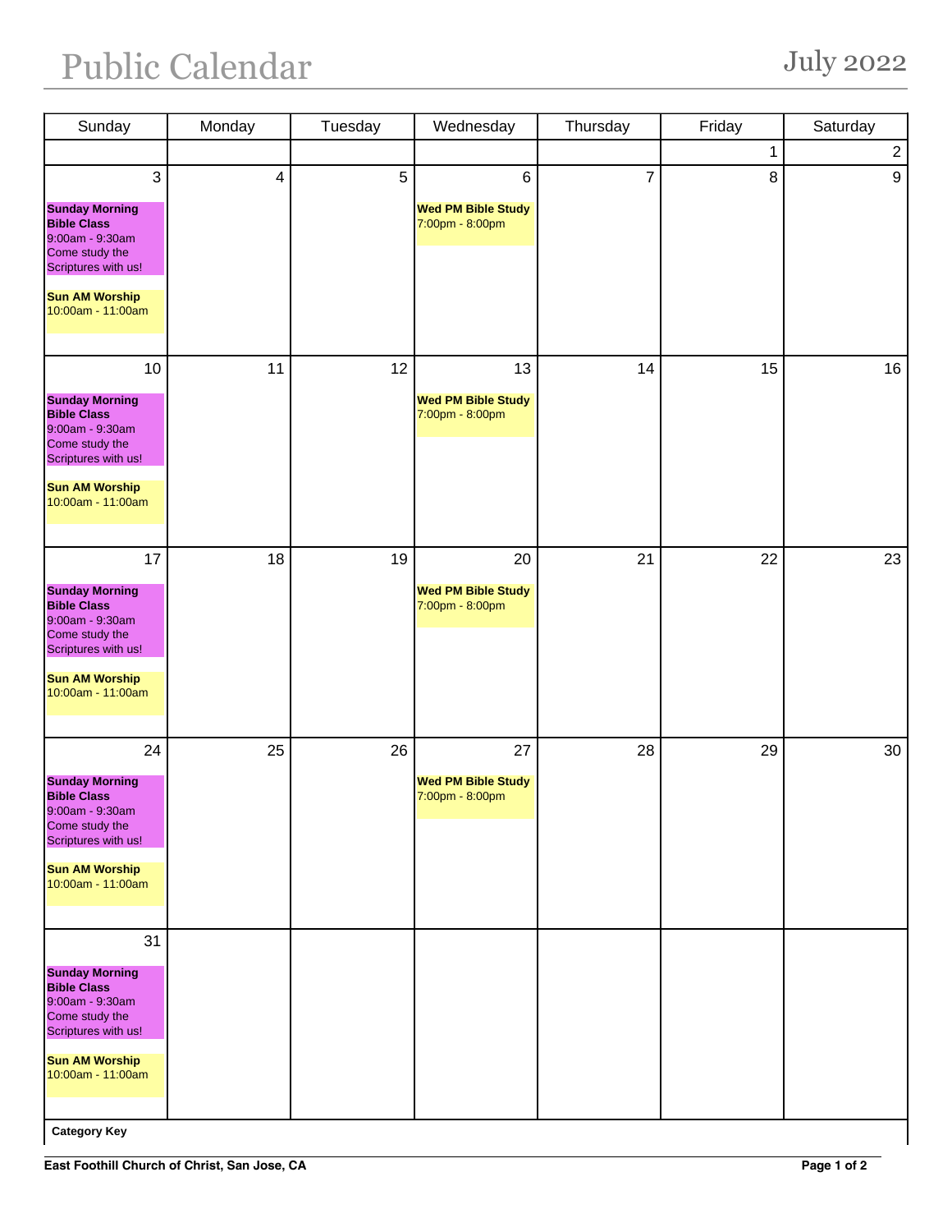# Public Calendar

July 2022

| Sunday | Monday | Tuesday | Wednesday | Thursday | Friday | Saturday |
|---|---|---|---|---|---|---|
| | | | | | 1 | 2 |
| 3<br>**Sunday Morning Bible Class**<br>9:00am - 9:30am<br>Come study the Scriptures with us!<br>**Sun AM Worship**<br>10:00am - 11:00am | 4 | 5 | 6<br>**Wed PM Bible Study**<br>7:00pm - 8:00pm | 7 | 8 | 9 |
| 10<br>**Sunday Morning Bible Class**<br>9:00am - 9:30am<br>Come study the Scriptures with us!<br>**Sun AM Worship**<br>10:00am - 11:00am | 11 | 12 | 13<br>**Wed PM Bible Study**<br>7:00pm - 8:00pm | 14 | 15 | 16 |
| 17<br>**Sunday Morning Bible Class**<br>9:00am - 9:30am<br>Come study the Scriptures with us!<br>**Sun AM Worship**<br>10:00am - 11:00am | 18 | 19 | 20<br>**Wed PM Bible Study**<br>7:00pm - 8:00pm | 21 | 22 | 23 |
| 24<br>**Sunday Morning Bible Class**<br>9:00am - 9:30am<br>Come study the Scriptures with us!<br>**Sun AM Worship**<br>10:00am - 11:00am | 25 | 26 | 27<br>**Wed PM Bible Study**<br>7:00pm - 8:00pm | 28 | 29 | 30 |
| 31<br>**Sunday Morning Bible Class**<br>9:00am - 9:30am<br>Come study the Scriptures with us!<br>**Sun AM Worship**<br>10:00am - 11:00am | | | | | | |

**Category Key**

**East Foothill Church of Christ, San Jose, CA**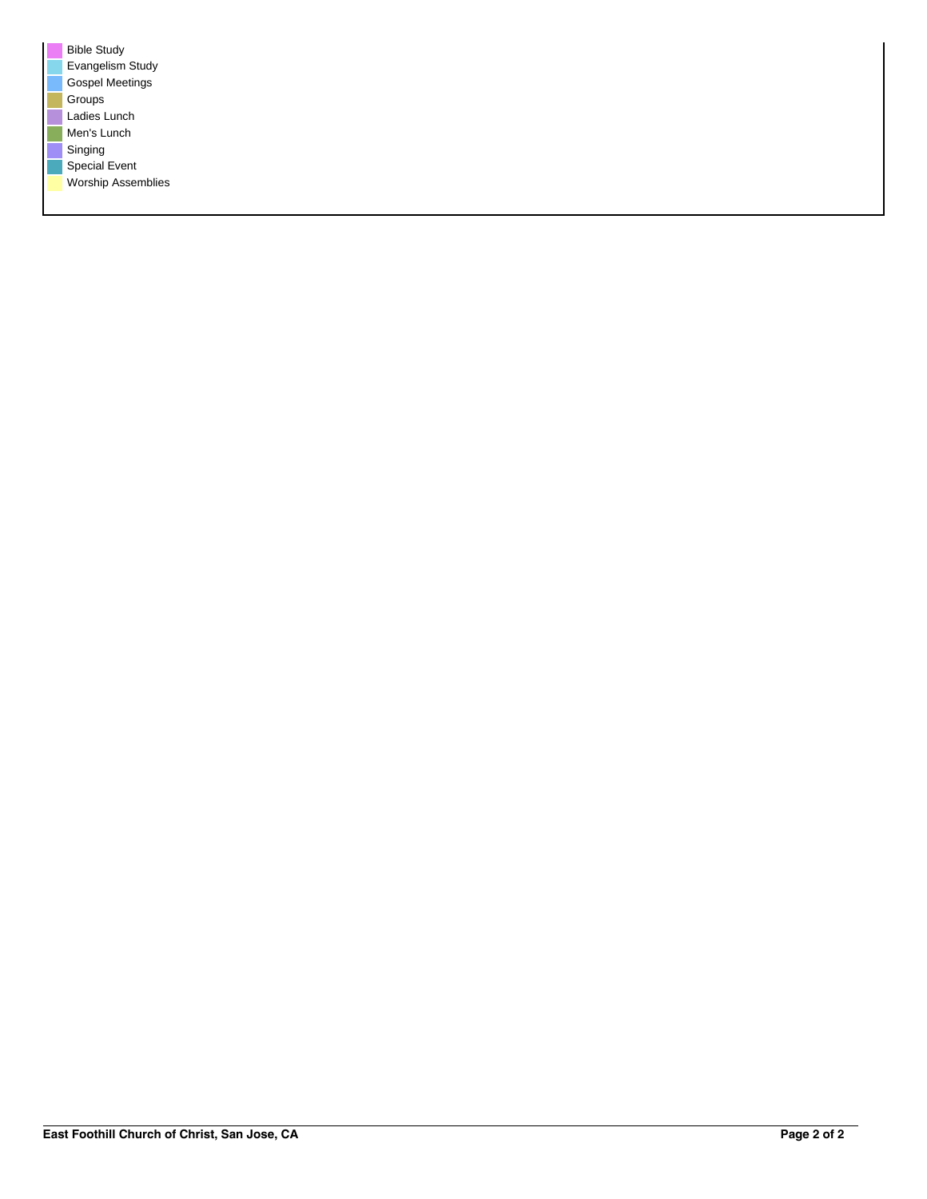- Bible Study
- Evangelism Study
- Gospel Meetings
- Groups
- Ladies Lunch
- Men's Lunch
- Singing
- Special Event
- Worship Assemblies